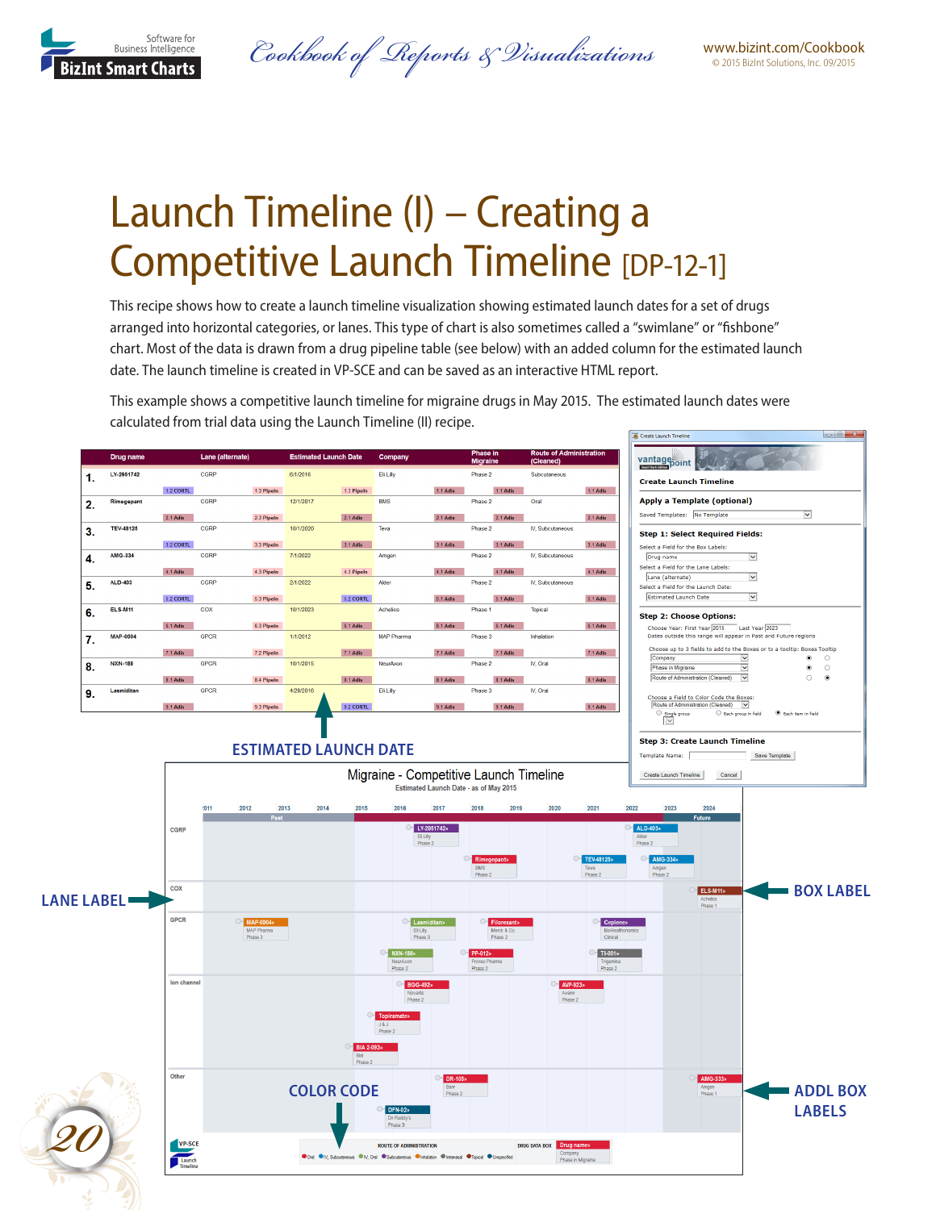# Launch Timeline (I) – Creating a Competitive Launch Timeline [DP-12-1]

This recipe shows how to create a launch timeline visualization showing estimated launch dates for a set of drugs arranged into horizontal categories, or lanes. This type of chart is also sometimes called a "swimlane" or "fishbone" chart. Most of the data is drawn from a drug pipeline table (see below) with an added column for the estimated launch date. The launch timeline is created in VP-SCE and can be saved as an interactive HTML report.

This example shows a competitive launch timeline for migraine drugs in May 2015. The estimated launch dates were calculated from trial data using the Launch Timeline (II) recipe.

| | Drug name | Lane (alternate) | Estimated Launch Date | Company | Phase in Migraine | Route of Administration (Cleaned) |
|---|---|---|---|---|---|---|
| 1. | LY-2951742 | CGRP | 6/1/2016 | Eli Lilly | Phase 2 | Subcutaneous |
| 2. | Rimegepant | CGRP | 12/1/2017 | BMS | Phase 2 | Oral |
| 3. | TEV-48125 | CGRP | 10/1/2020 | Teva | Phase 2 | IV, Subcutaneous |
| 4. | AMG-334 | CGRP | 7/1/2022 | Amgen | Phase 2 | IV, Subcutaneous |
| 5. | ALD-403 | CGRP | 2/1/2022 | Alder | Phase 2 | IV, Subcutaneous |
| 6. | ELS-M11 | COX | 10/1/2023 | Achelios | Phase 1 | Topical |
| 7. | MAP-0004 | GPCR | 1/1/2012 | MAP Pharma | Phase 3 | Inhalation |
| 8. | NXN-188 | GPCR | 10/1/2015 | NeurAxon | Phase 2 | IV, Oral |
| 9. | Lasmiditan | GPCR | 4/28/2016 | Eli Lilly | Phase 3 | IV, Oral |

ESTIMATED LAUNCH DATE

**Create Launch Timeline** (dialog)

- Apply a Template (optional) — Saved Templates: No Template
- Step 1: Select Required Fields: Select a Field for the Box Labels: Drug name; Select a Field for the Lane Labels: Lane (alternate); Select a Field for the Launch Date: Estimated Launch Date
- Step 2: Choose Options: Choose Year: First Year 2015 Last Year 2023. Dates outside this range will appear in Past and Future regions. Choose up to 3 fields to add to the Boxes or to a tooltip: Company; Phase in Migraine; Route of Administration (Cleaned). Choose a Field to Color Code the Boxes: Route of Administration (Cleaned)
- Step 3: Create Launch Timeline — Template Name: Save Template; Create Launch Timeline; Cancel

**Migraine - Competitive Launch Timeline**
Estimated Launch Date - as of May 2015

LANE LABEL · BOX LABEL · COLOR CODE · ADDL BOX LABELS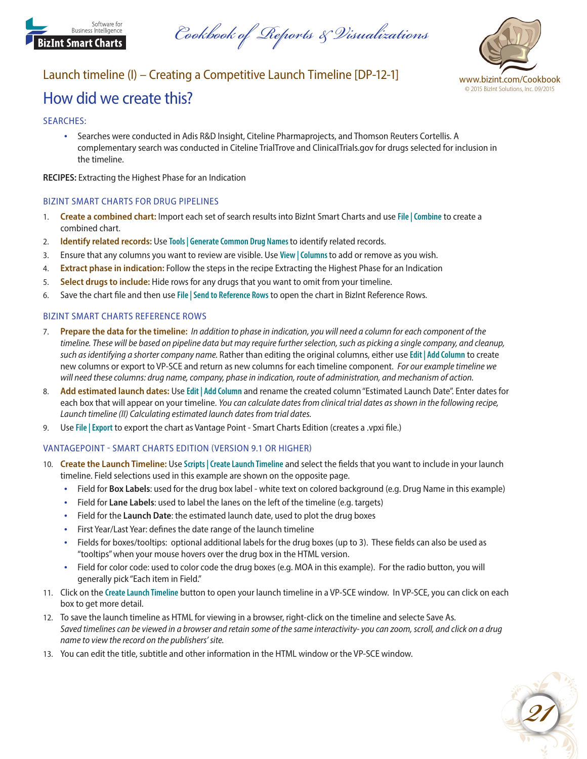## Launch timeline (I) – Creating a Competitive Launch Timeline [DP-12-1]

# How did we create this?

### SEARCHES:

- Searches were conducted in Adis R&D Insight, Citeline Pharmaprojects, and Thomson Reuters Cortellis. A complementary search was conducted in Citeline TrialTrove and ClinicalTrials.gov for drugs selected for inclusion in the timeline.

**RECIPES:** Extracting the Highest Phase for an Indication

### BIZINT SMART CHARTS FOR DRUG PIPELINES

1. **Create a combined chart:** Import each set of search results into BizInt Smart Charts and use **File | Combine** to create a combined chart.
2. **Identify related records:** Use **Tools | Generate Common Drug Names** to identify related records.
3. Ensure that any columns you want to review are visible. Use **View | Columns** to add or remove as you wish.
4. **Extract phase in indication:** Follow the steps in the recipe Extracting the Highest Phase for an Indication
5. **Select drugs to include:** Hide rows for any drugs that you want to omit from your timeline.
6. Save the chart file and then use **File | Send to Reference Rows** to open the chart in BizInt Reference Rows.

### BIZINT SMART CHARTS REFERENCE ROWS

7. **Prepare the data for the timeline:** *In addition to phase in indication, you will need a column for each component of the timeline. These will be based on pipeline data but may require further selection, such as picking a single company, and cleanup, such as identifying a shorter company name.* Rather than editing the original columns, either use **Edit | Add Column** to create new columns or export to VP-SCE and return as new columns for each timeline component. *For our example timeline we will need these columns: drug name, company, phase in indication, route of administration, and mechanism of action.*
8. **Add estimated launch dates:** Use **Edit | Add Column** and rename the created column "Estimated Launch Date". Enter dates for each box that will appear on your timeline. *You can calculate dates from clinical trial dates as shown in the following recipe, Launch timeline (II) Calculating estimated launch dates from trial dates.*
9. Use **File | Export** to export the chart as Vantage Point - Smart Charts Edition (creates a .vpxi file.)

### VANTAGEPOINT - SMART CHARTS EDITION (VERSION 9.1 OR HIGHER)

10. **Create the Launch Timeline:** Use **Scripts | Create Launch Timeline** and select the fields that you want to include in your launch timeline. Field selections used in this example are shown on the opposite page.
    - Field for **Box Labels**: used for the drug box label - white text on colored background (e.g. Drug Name in this example)
    - Field for **Lane Labels**: used to label the lanes on the left of the timeline (e.g. targets)
    - Field for the **Launch Date**: the estimated launch date, used to plot the drug boxes
    - First Year/Last Year: defines the date range of the launch timeline
    - Fields for boxes/tooltips: optional additional labels for the drug boxes (up to 3). These fields can also be used as "tooltips" when your mouse hovers over the drug box in the HTML version.
    - Field for color code: used to color code the drug boxes (e.g. MOA in this example). For the radio button, you will generally pick "Each item in Field."
11. Click on the **Create Launch Timeline** button to open your launch timeline in a VP-SCE window. In VP-SCE, you can click on each box to get more detail.
12. To save the launch timeline as HTML for viewing in a browser, right-click on the timeline and selecte Save As. *Saved timelines can be viewed in a browser and retain some of the same interactivity- you can zoom, scroll, and click on a drug name to view the record on the publishers' site.*
13. You can edit the title, subtitle and other information in the HTML window or the VP-SCE window.